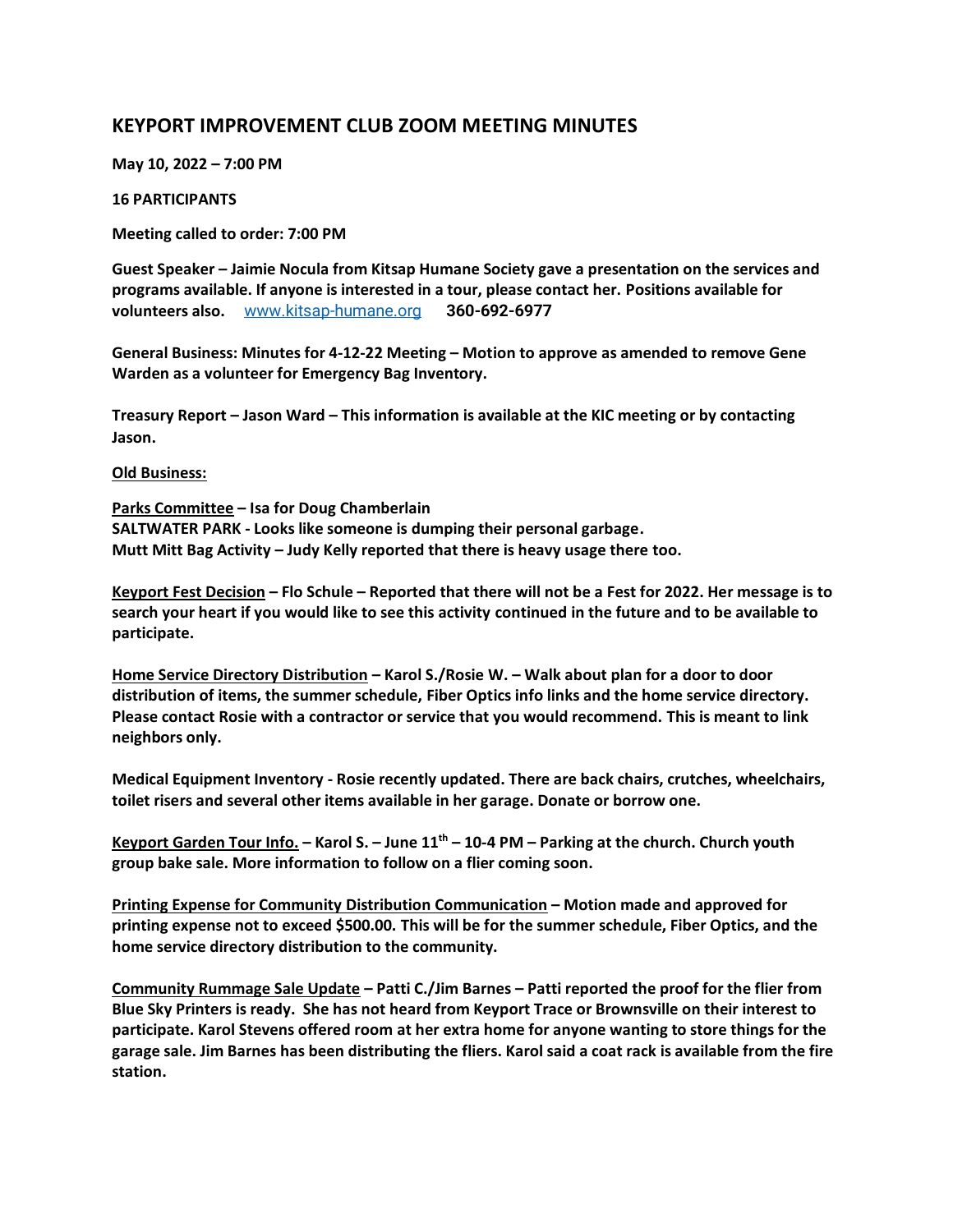## KEYPORT IMPROVEMENT CLUB ZOOM MEETING MINUTES

**May 10, 2022 – 7:00 PM**

**16 PARTICIPANTS**

**Meeting called to order: 7:00 PM**

**Guest Speaker – Jaimie Nocula from Kitsap Humane Society gave a presentation on the services and programs available. If anyone is interested in a tour, please contact her. Positions available for volunteers also.** www.kitsap-humane.org **360-692-6977**

**General Business: Minutes for 4-12-22 Meeting – Motion to approve as amended to remove Gene Warden as a volunteer for Emergency Bag Inventory.**

**Treasury Report – Jason Ward – This information is available at the KIC meeting or by contacting Jason.**

**<u>Old Business:</u>**

**<u>Parks Committee</u> – Isa for Doug Chamberlain**
**SALTWATER PARK - Looks like someone is dumping their personal garbage.**
**Mutt Mitt Bag Activity – Judy Kelly reported that there is heavy usage there too.**

**<u>Keyport Fest Decision</u> – Flo Schule – Reported that there will not be a Fest for 2022. Her message is to search your heart if you would like to see this activity continued in the future and to be available to participate.**

**<u>Home Service Directory Distribution</u> – Karol S./Rosie W. – Walk about plan for a door to door distribution of items, the summer schedule, Fiber Optics info links and the home service directory. Please contact Rosie with a contractor or service that you would recommend. This is meant to link neighbors only.**

**Medical Equipment Inventory - Rosie recently updated. There are back chairs, crutches, wheelchairs, toilet risers and several other items available in her garage. Donate or borrow one.**

**<u>Keyport Garden Tour Info.</u> – Karol S. – June 11th – 10-4 PM – Parking at the church. Church youth group bake sale. More information to follow on a flier coming soon.**

**<u>Printing Expense for Community Distribution Communication</u> – Motion made and approved for printing expense not to exceed $500.00. This will be for the summer schedule, Fiber Optics, and the home service directory distribution to the community.**

**<u>Community Rummage Sale Update</u> – Patti C./Jim Barnes – Patti reported the proof for the flier from Blue Sky Printers is ready. She has not heard from Keyport Trace or Brownsville on their interest to participate. Karol Stevens offered room at her extra home for anyone wanting to store things for the garage sale. Jim Barnes has been distributing the fliers. Karol said a coat rack is available from the fire station.**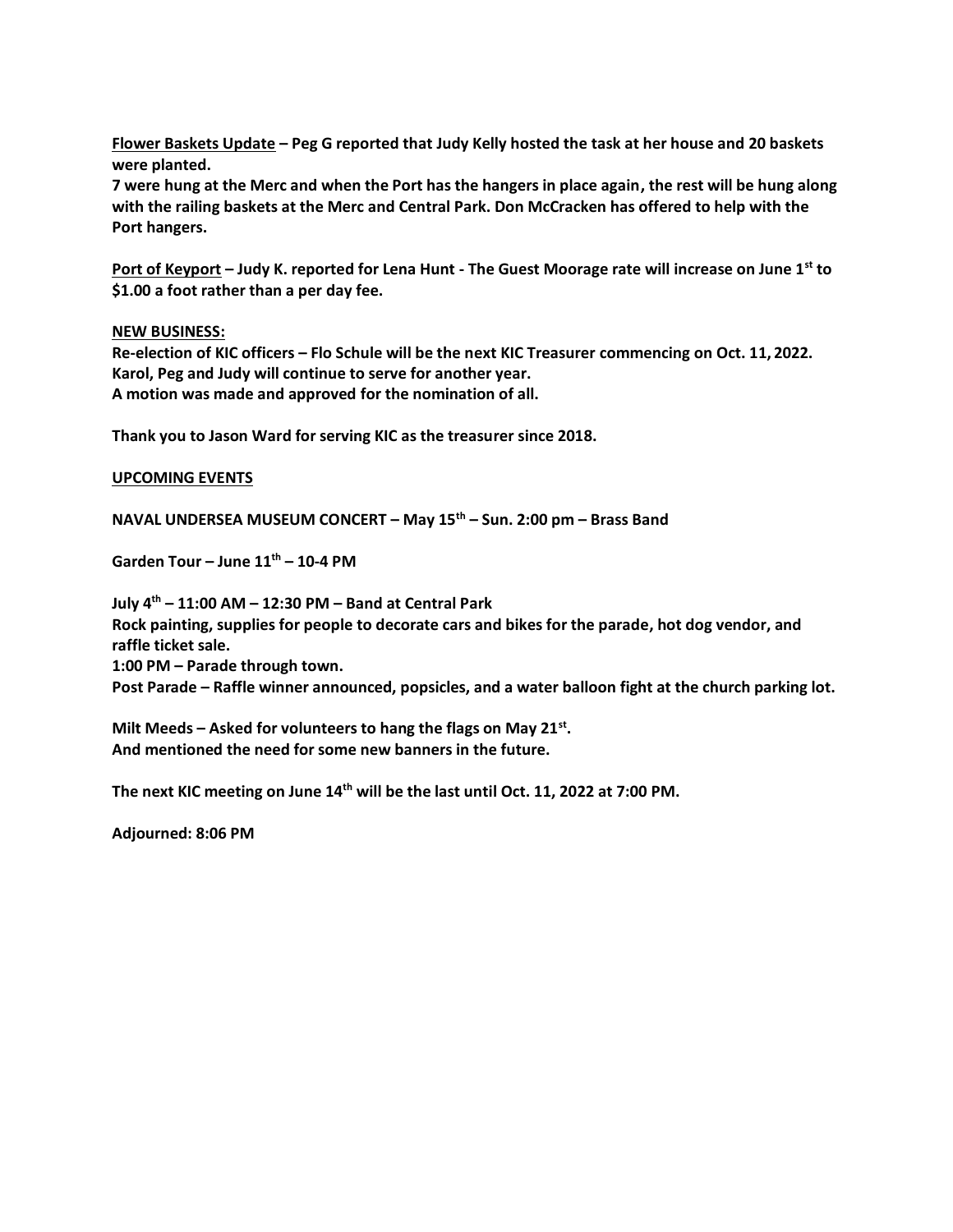**<u>Flower Baskets Update</u> – Peg G reported that Judy Kelly hosted the task at her house and 20 baskets were planted.**
**7 were hung at the Merc and when the Port has the hangers in place again, the rest will be hung along with the railing baskets at the Merc and Central Park. Don McCracken has offered to help with the Port hangers.**

**<u>Port of Keyport</u> – Judy K. reported for Lena Hunt - The Guest Moorage rate will increase on June 1st to $1.00 a foot rather than a per day fee.**

**<u>NEW BUSINESS:</u>**
**Re-election of KIC officers – Flo Schule will be the next KIC Treasurer commencing on Oct. 11, 2022. Karol, Peg and Judy will continue to serve for another year.**
**A motion was made and approved for the nomination of all.**

**Thank you to Jason Ward for serving KIC as the treasurer since 2018.**

**<u>UPCOMING EVENTS</u>**

**NAVAL UNDERSEA MUSEUM CONCERT – May 15th – Sun. 2:00 pm – Brass Band**

**Garden Tour – June 11th – 10-4 PM**

**July 4th – 11:00 AM – 12:30 PM – Band at Central Park**
**Rock painting, supplies for people to decorate cars and bikes for the parade, hot dog vendor, and raffle ticket sale.**
**1:00 PM – Parade through town.**
**Post Parade – Raffle winner announced, popsicles, and a water balloon fight at the church parking lot.**

**Milt Meeds – Asked for volunteers to hang the flags on May 21st.**
**And mentioned the need for some new banners in the future.**

**The next KIC meeting on June 14th will be the last until Oct. 11, 2022 at 7:00 PM.**

**Adjourned: 8:06 PM**